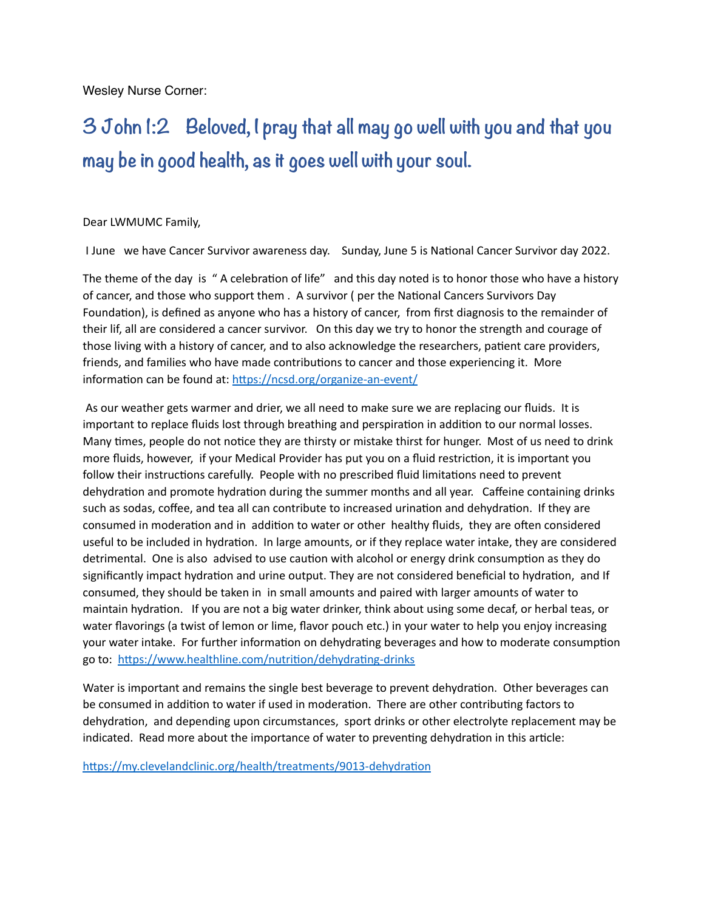Wesley Nurse Corner:

## 3 John 1:2 Beloved, I pray that all may go well with you and that you may be in good health, as it goes well with your soul.

Dear LWMUMC Family,

I June we have Cancer Survivor awareness day. Sunday, June 5 is National Cancer Survivor day 2022.

The theme of the day is " A celebration of life" and this day noted is to honor those who have a history of cancer, and those who support them . A survivor ( per the National Cancers Survivors Day Foundation), is defined as anyone who has a history of cancer, from first diagnosis to the remainder of their lif, all are considered a cancer survivor. On this day we try to honor the strength and courage of those living with a history of cancer, and to also acknowledge the researchers, patient care providers, friends, and families who have made contributions to cancer and those experiencing it. More information can be found at: [https://ncsd.org/organize-an-event/](https://ncsd.org/organize-an-event/)

As our weather gets warmer and drier, we all need to make sure we are replacing our fluids. It is important to replace fluids lost through breathing and perspiration in addition to our normal losses. Many times, people do not notice they are thirsty or mistake thirst for hunger. Most of us need to drink more fluids, however, if your Medical Provider has put you on a fluid restriction, it is important you follow their instructions carefully. People with no prescribed fluid limitations need to prevent dehydration and promote hydration during the summer months and all year. Caffeine containing drinks such as sodas, coffee, and tea all can contribute to increased urination and dehydration. If they are consumed in moderation and in addition to water or other healthy fluids, they are often considered useful to be included in hydration. In large amounts, or if they replace water intake, they are considered detrimental. One is also advised to use caution with alcohol or energy drink consumption as they do significantly impact hydration and urine output. They are not considered beneficial to hydration, and If consumed, they should be taken in in small amounts and paired with larger amounts of water to maintain hydration. If you are not a big water drinker, think about using some decaf, or herbal teas, or water flavorings (a twist of lemon or lime, flavor pouch etc.) in your water to help you enjoy increasing your water intake. For further information on dehydrating beverages and how to moderate consumption go to: [https://www.healthline.com/nutrition/dehydrating-drinks](https://www.healthline.com/nutrition/dehydrating-drinks)

Water is important and remains the single best beverage to prevent dehydration. Other beverages can be consumed in addition to water if used in moderation. There are other contributing factors to dehydration, and depending upon circumstances, sport drinks or other electrolyte replacement may be indicated. Read more about the importance of water to preventing dehydration in this article:

[https://my.clevelandclinic.org/health/treatments/9013-dehydration](https://my.clevelandclinic.org/health/treatments/9013-dehydration)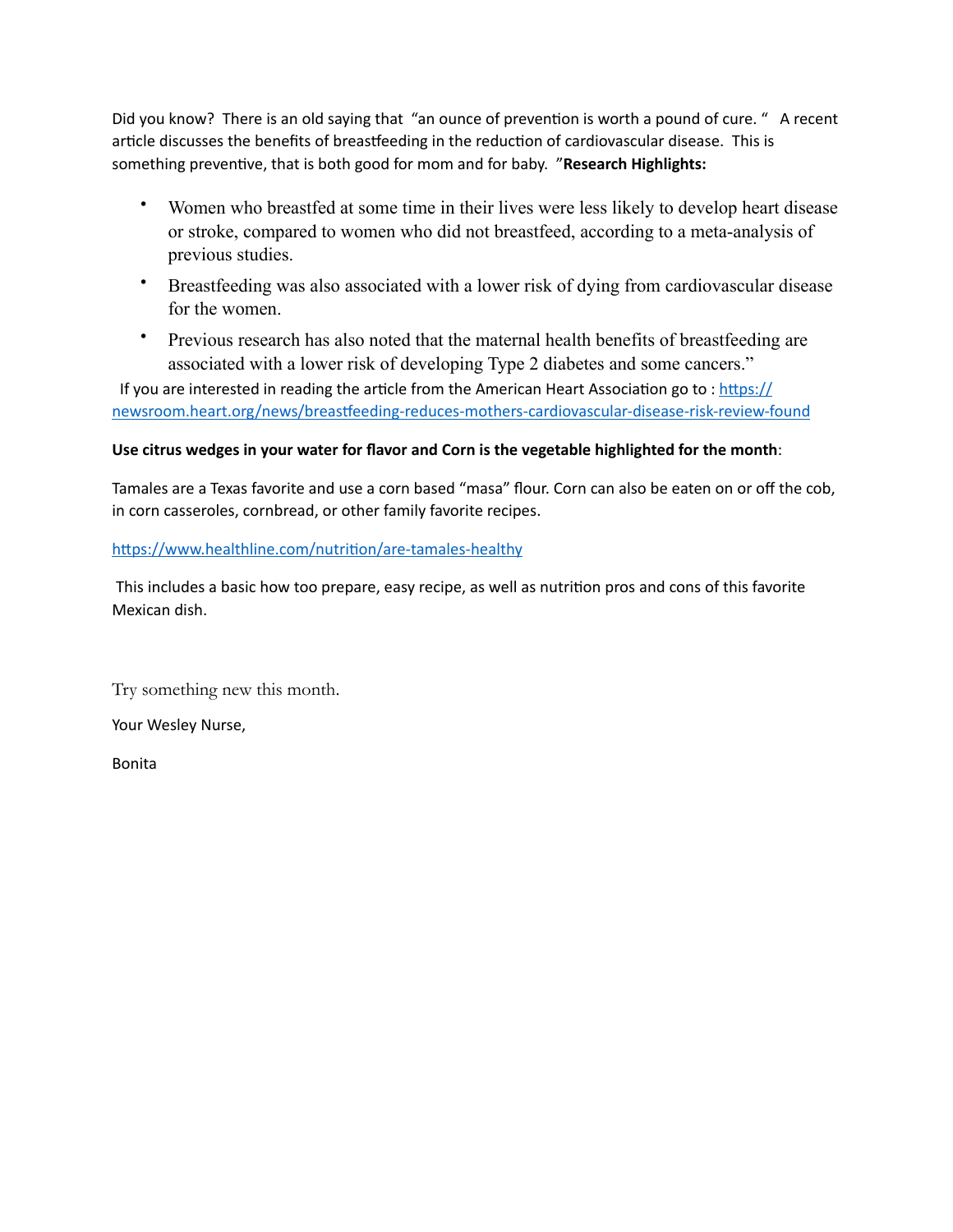Did you know? There is an old saying that "an ounce of prevention is worth a pound of cure. " A recent article discusses the benefits of breastfeeding in the reduction of cardiovascular disease. This is something preventive, that is both good for mom and for baby. "**Research Highlights:**

- Women who breastfed at some time in their lives were less likely to develop heart disease or stroke, compared to women who did not breastfeed, according to a meta-analysis of previous studies.
- Breastfeeding was also associated with a lower risk of dying from cardiovascular disease for the women.
- Previous research has also noted that the maternal health benefits of breastfeeding are associated with a lower risk of developing Type 2 diabetes and some cancers."

If you are interested in reading the article from the American Heart Association go to : https://newsroom.heart.org/news/breastfeeding-reduces-mothers-cardiovascular-disease-risk-review-found

**Use citrus wedges in your water for flavor and Corn is the vegetable highlighted for the month**:

Tamales are a Texas favorite and use a corn based "masa" flour. Corn can also be eaten on or off the cob, in corn casseroles, cornbread, or other family favorite recipes.

https://www.healthline.com/nutrition/are-tamales-healthy

This includes a basic how too prepare, easy recipe, as well as nutrition pros and cons of this favorite Mexican dish.

Try something new this month.

Your Wesley Nurse,

Bonita